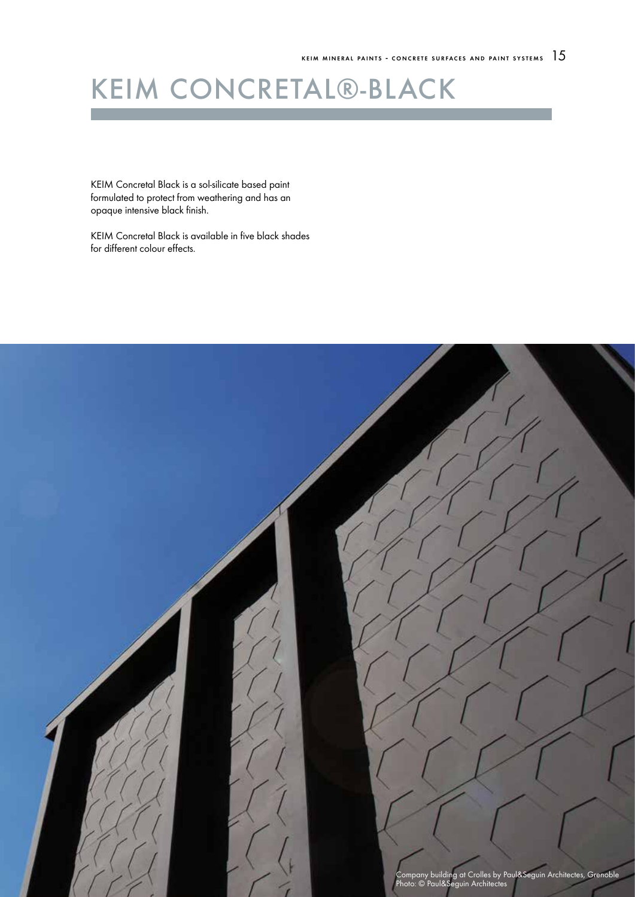# KEIM CONCRETAL®-BLACK

KEIM Concretal Black is a sol-silicate based paint formulated to protect from weathering and has an opaque intensive black finish.

KEIM Concretal Black is available in five black shades for different colour effects.

Company building at Crolles by Paul&Seguin Architectes, Grenoble
Photo: © Paul&Seguin Architectes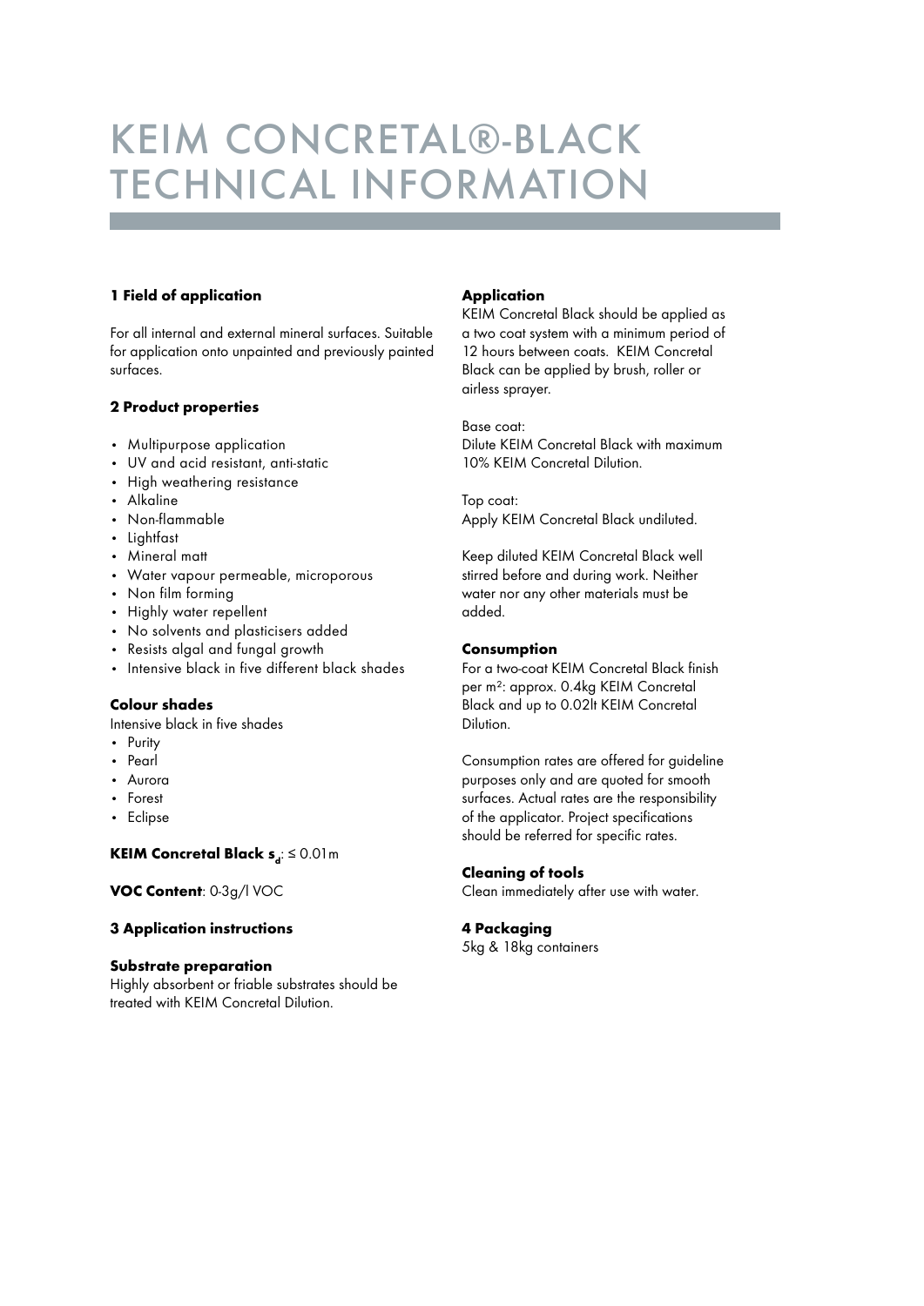# KEIM CONCRETAL®-BLACK TECHNICAL INFORMATION

**1 Field of application**

For all internal and external mineral surfaces. Suitable for application onto unpainted and previously painted surfaces.

**2 Product properties**

- Multipurpose application
- UV and acid resistant, anti-static
- High weathering resistance
- Alkaline
- Non-flammable
- Lightfast
- Mineral matt
- Water vapour permeable, microporous
- Non film forming
- Highly water repellent
- No solvents and plasticisers added
- Resists algal and fungal growth
- Intensive black in five different black shades

**Colour shades**

Intensive black in five shades

- Purity
- Pearl
- Aurora
- Forest
- Eclipse

**KEIM Concretal Black $s_d$**: ≤ 0.01m

**VOC Content**: 0-3g/l VOC

**3 Application instructions**

**Substrate preparation**

Highly absorbent or friable substrates should be treated with KEIM Concretal Dilution.

**Application**

KEIM Concretal Black should be applied as a two coat system with a minimum period of 12 hours between coats. KEIM Concretal Black can be applied by brush, roller or airless sprayer.

Base coat:
Dilute KEIM Concretal Black with maximum 10% KEIM Concretal Dilution.

Top coat:
Apply KEIM Concretal Black undiluted.

Keep diluted KEIM Concretal Black well stirred before and during work. Neither water nor any other materials must be added.

**Consumption**

For a two-coat KEIM Concretal Black finish per m²: approx. 0.4kg KEIM Concretal Black and up to 0.02lt KEIM Concretal Dilution.

Consumption rates are offered for guideline purposes only and are quoted for smooth surfaces. Actual rates are the responsibility of the applicator. Project specifications should be referred for specific rates.

**Cleaning of tools**

Clean immediately after use with water.

**4 Packaging**

5kg & 18kg containers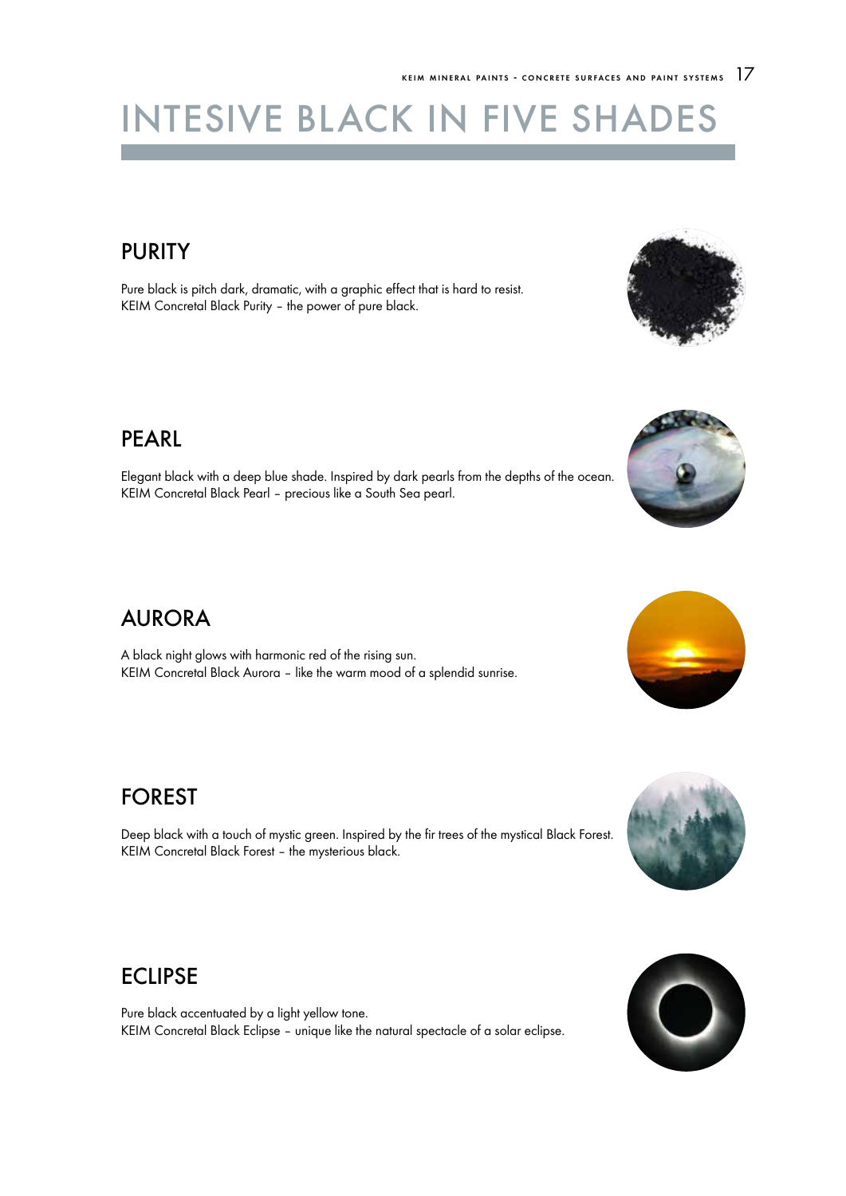# INTESIVE BLACK IN FIVE SHADES

## PURITY

Pure black is pitch dark, dramatic, with a graphic effect that is hard to resist.
KEIM Concretal Black Purity – the power of pure black.

## PEARL

Elegant black with a deep blue shade. Inspired by dark pearls from the depths of the ocean.
KEIM Concretal Black Pearl – precious like a South Sea pearl.

## AURORA

A black night glows with harmonic red of the rising sun.
KEIM Concretal Black Aurora – like the warm mood of a splendid sunrise.

## FOREST

Deep black with a touch of mystic green. Inspired by the fir trees of the mystical Black Forest.
KEIM Concretal Black Forest – the mysterious black.

## ECLIPSE

Pure black accentuated by a light yellow tone.
KEIM Concretal Black Eclipse – unique like the natural spectacle of a solar eclipse.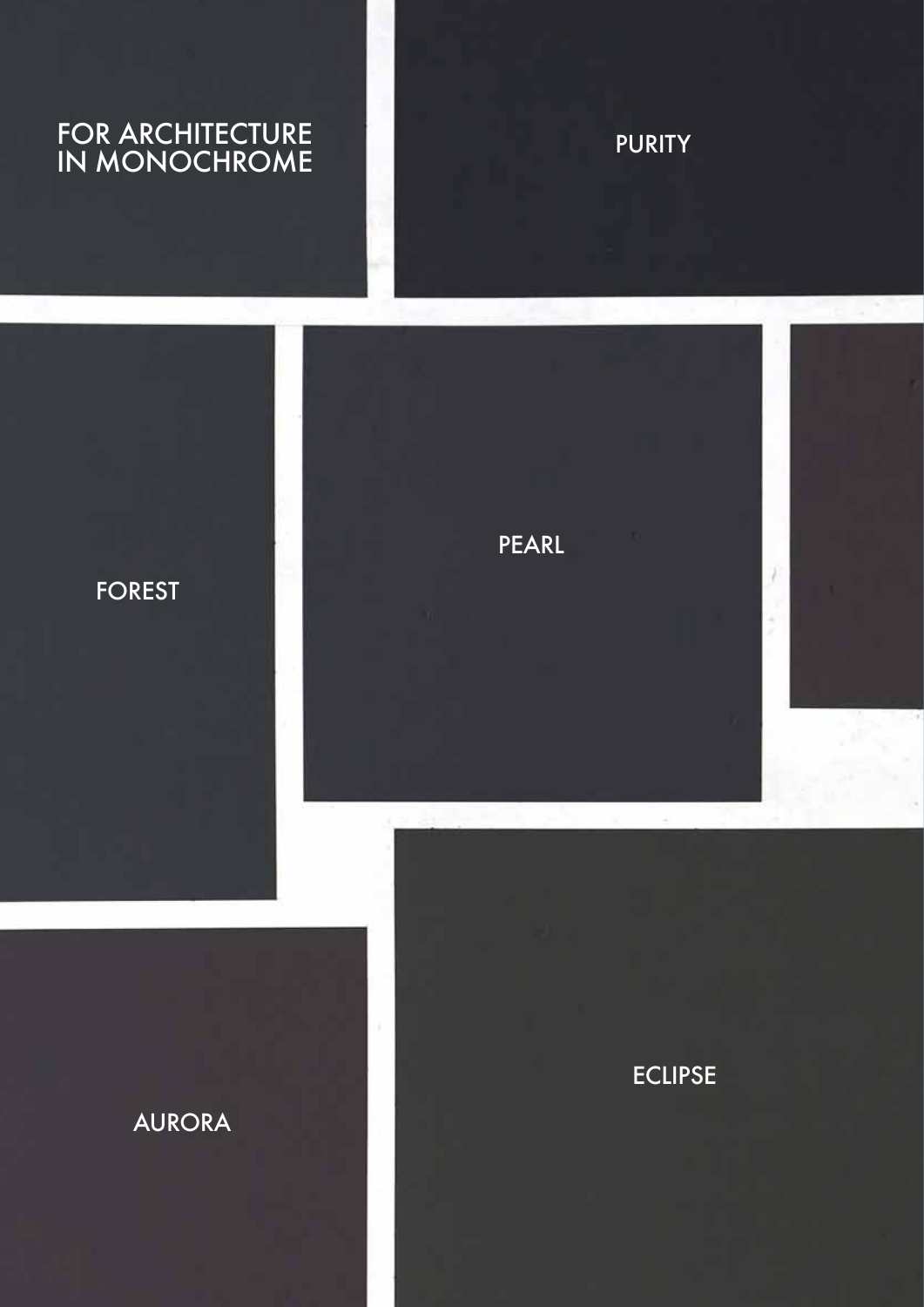# FOR ARCHITECTURE IN MONOCHROME

PURITY

FOREST

PEARL

AURORA

ECLIPSE